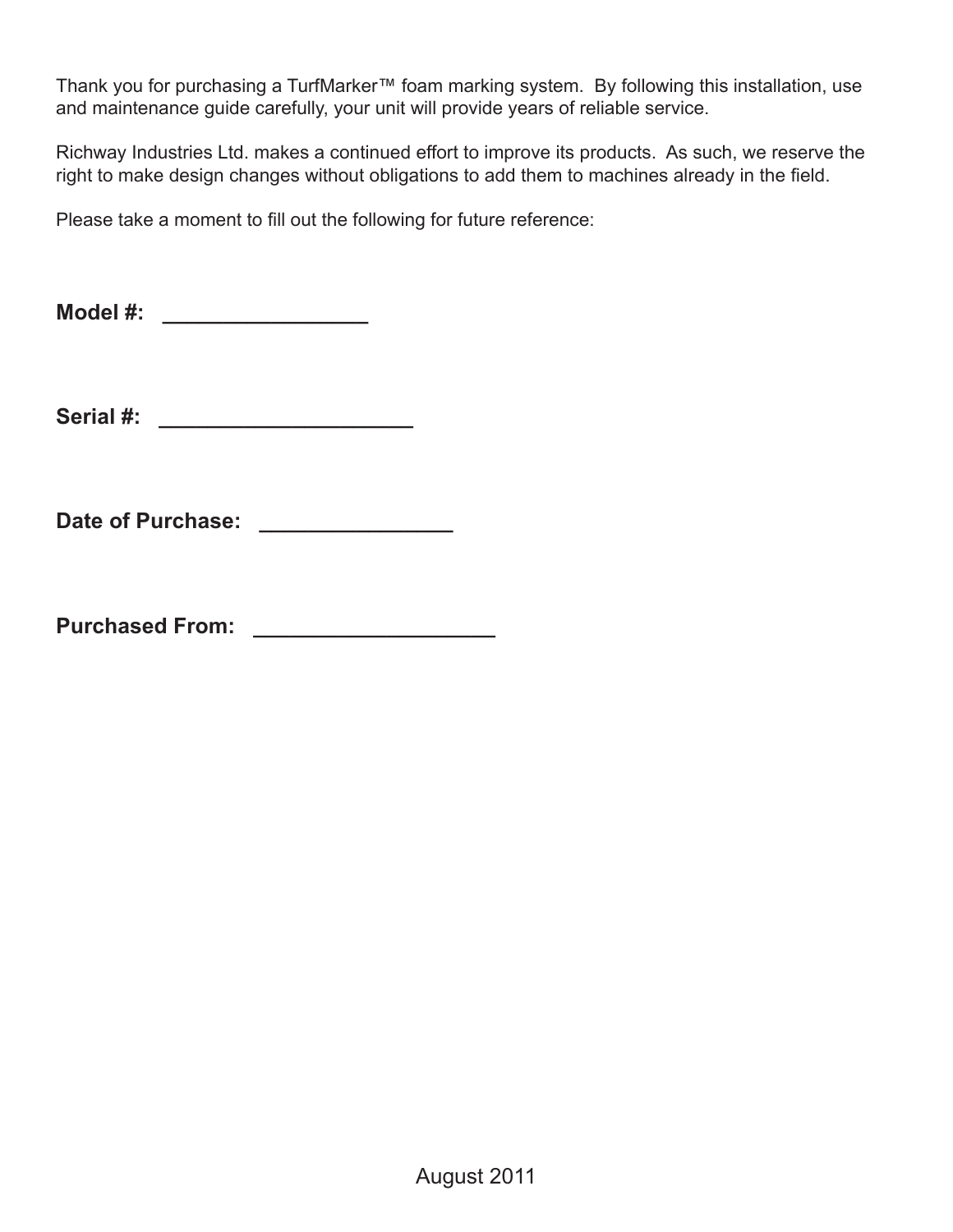Thank you for purchasing a TurfMarker™ foam marking system. By following this installation, use and maintenance guide carefully, your unit will provide years of reliable service.

Richway Industries Ltd. makes a continued effort to improve its products. As such, we reserve the right to make design changes without obligations to add them to machines already in the field.

Please take a moment to fill out the following for future reference:

**Model #: _________________**

**Serial #: _____________________**

**Date of Purchase: ________________**

**Purchased From: ____________________**

August 2011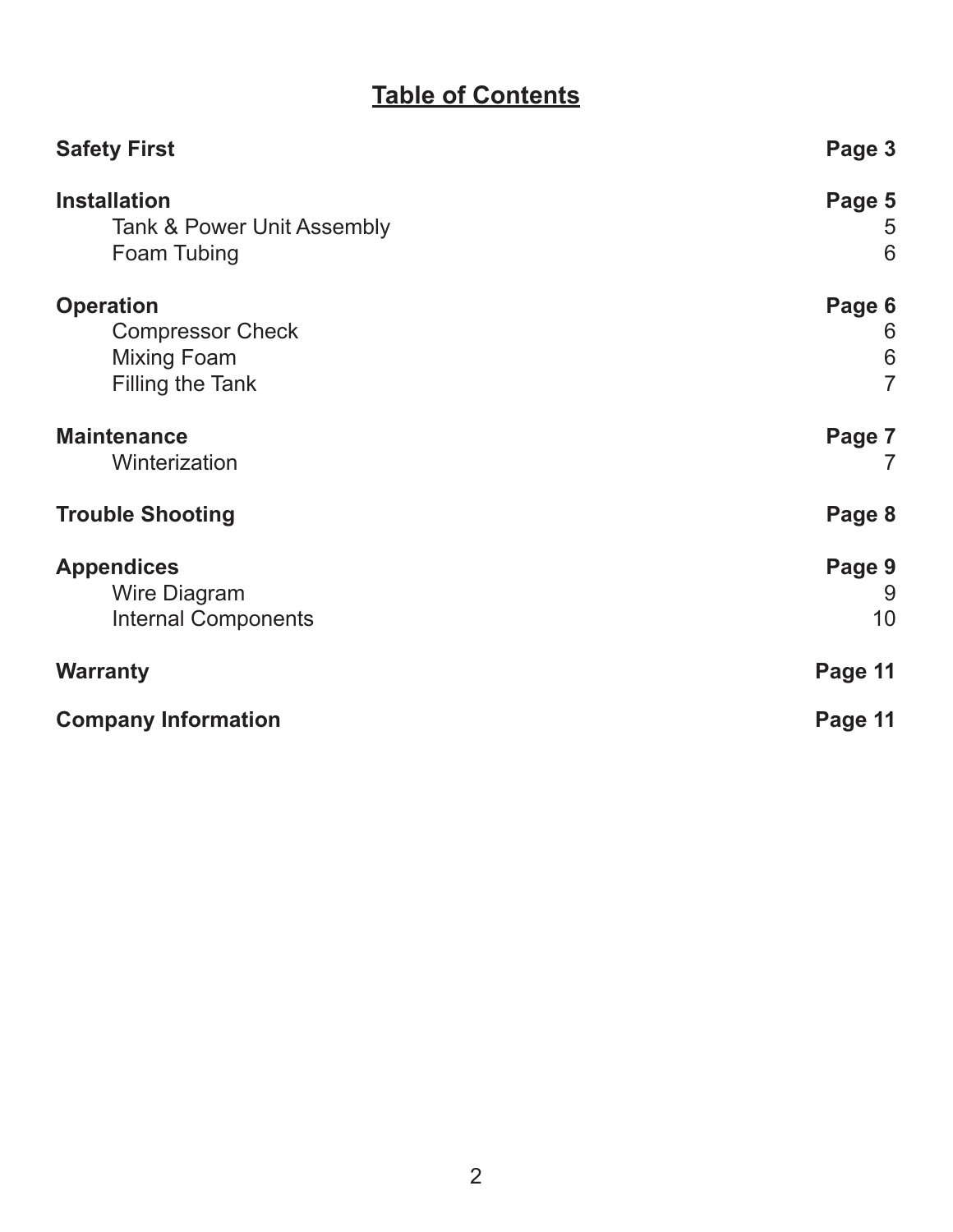# Table of Contents

| | |
|---|---|
| **Safety First** | **Page 3** |
| **Installation** | **Page 5** |
| Tank & Power Unit Assembly | 5 |
| Foam Tubing | 6 |
| **Operation** | **Page 6** |
| Compressor Check | 6 |
| Mixing Foam | 6 |
| Filling the Tank | 7 |
| **Maintenance** | **Page 7** |
| Winterization | 7 |
| **Trouble Shooting** | **Page 8** |
| **Appendices** | **Page 9** |
| Wire Diagram | 9 |
| Internal Components | 10 |
| **Warranty** | **Page 11** |
| **Company Information** | **Page 11** |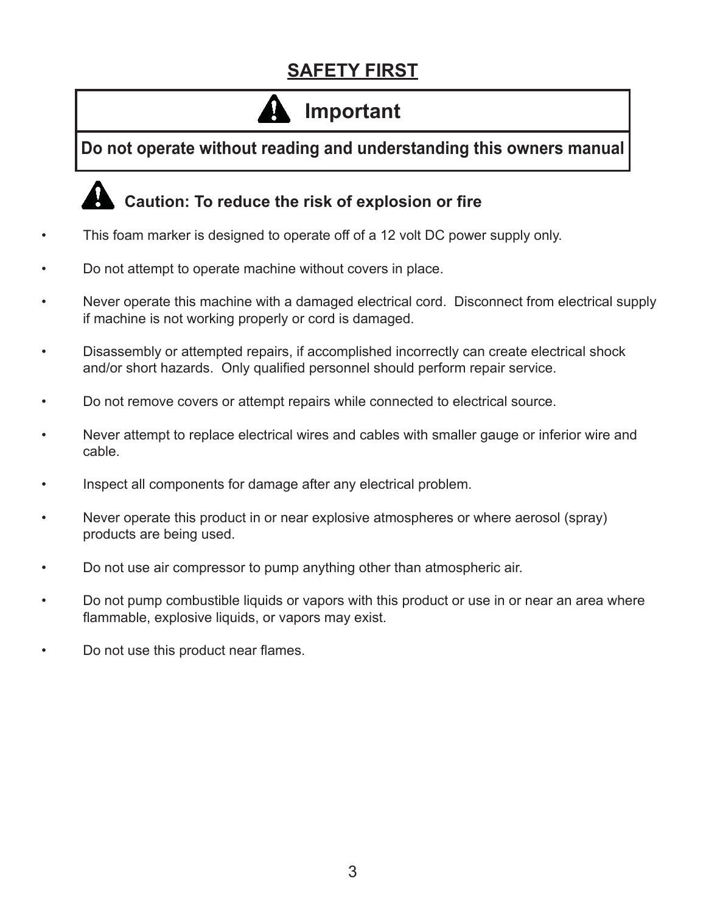## SAFETY FIRST

| ⚠ Important |
| --- |
| **Do not operate without reading and understanding this owners manual** |

### ⚠ Caution: To reduce the risk of explosion or fire

- This foam marker is designed to operate off of a 12 volt DC power supply only.
- Do not attempt to operate machine without covers in place.
- Never operate this machine with a damaged electrical cord. Disconnect from electrical supply if machine is not working properly or cord is damaged.
- Disassembly or attempted repairs, if accomplished incorrectly can create electrical shock and/or short hazards. Only qualified personnel should perform repair service.
- Do not remove covers or attempt repairs while connected to electrical source.
- Never attempt to replace electrical wires and cables with smaller gauge or inferior wire and cable.
- Inspect all components for damage after any electrical problem.
- Never operate this product in or near explosive atmospheres or where aerosol (spray) products are being used.
- Do not use air compressor to pump anything other than atmospheric air.
- Do not pump combustible liquids or vapors with this product or use in or near an area where flammable, explosive liquids, or vapors may exist.
- Do not use this product near flames.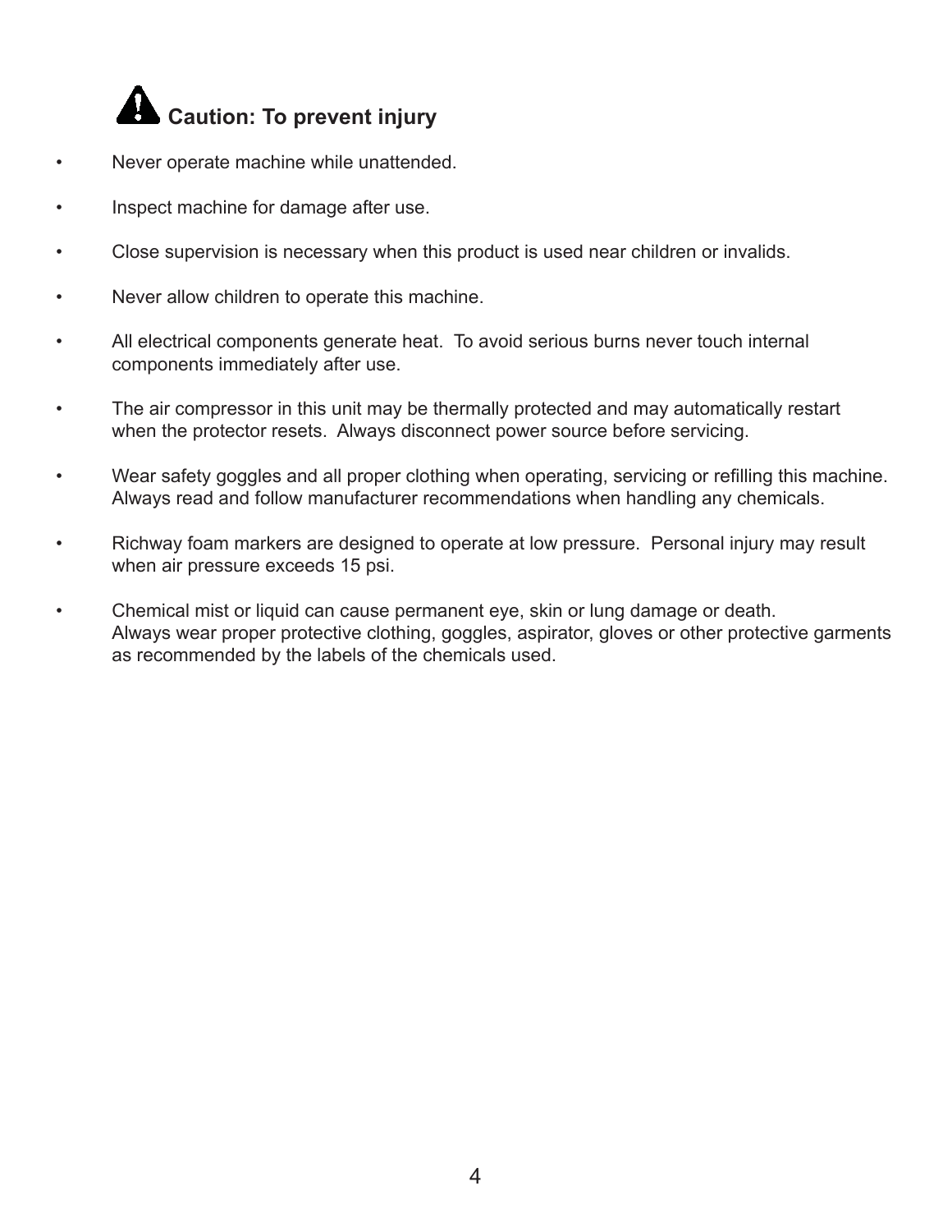## Caution: To prevent injury

- Never operate machine while unattended.
- Inspect machine for damage after use.
- Close supervision is necessary when this product is used near children or invalids.
- Never allow children to operate this machine.
- All electrical components generate heat. To avoid serious burns never touch internal components immediately after use.
- The air compressor in this unit may be thermally protected and may automatically restart when the protector resets. Always disconnect power source before servicing.
- Wear safety goggles and all proper clothing when operating, servicing or refilling this machine. Always read and follow manufacturer recommendations when handling any chemicals.
- Richway foam markers are designed to operate at low pressure. Personal injury may result when air pressure exceeds 15 psi.
- Chemical mist or liquid can cause permanent eye, skin or lung damage or death. Always wear proper protective clothing, goggles, aspirator, gloves or other protective garments as recommended by the labels of the chemicals used.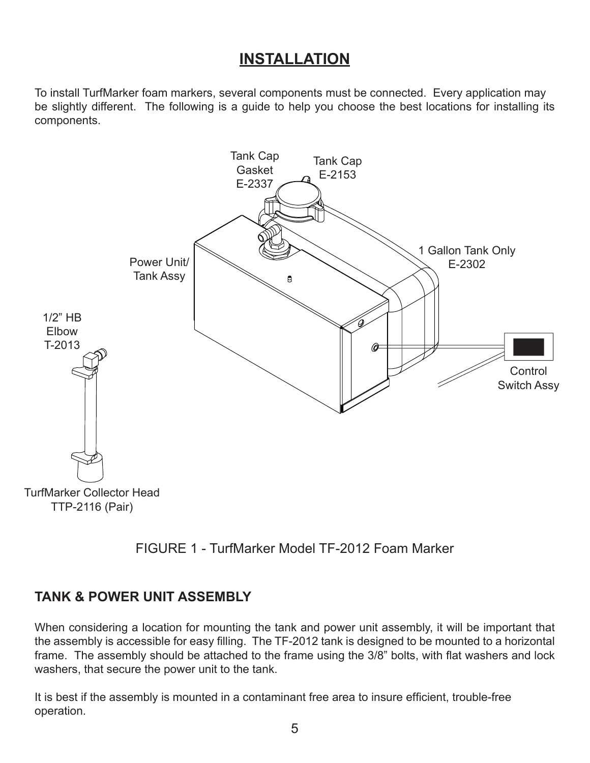# INSTALLATION

To install TurfMarker foam markers, several components must be connected. Every application may be slightly different. The following is a guide to help you choose the best locations for installing its components.

FIGURE 1 - TurfMarker Model TF-2012 Foam Marker

## TANK & POWER UNIT ASSEMBLY

When considering a location for mounting the tank and power unit assembly, it will be important that the assembly is accessible for easy filling. The TF-2012 tank is designed to be mounted to a horizontal frame. The assembly should be attached to the frame using the 3/8” bolts, with flat washers and lock washers, that secure the power unit to the tank.

It is best if the assembly is mounted in a contaminant free area to insure efficient, trouble-free operation.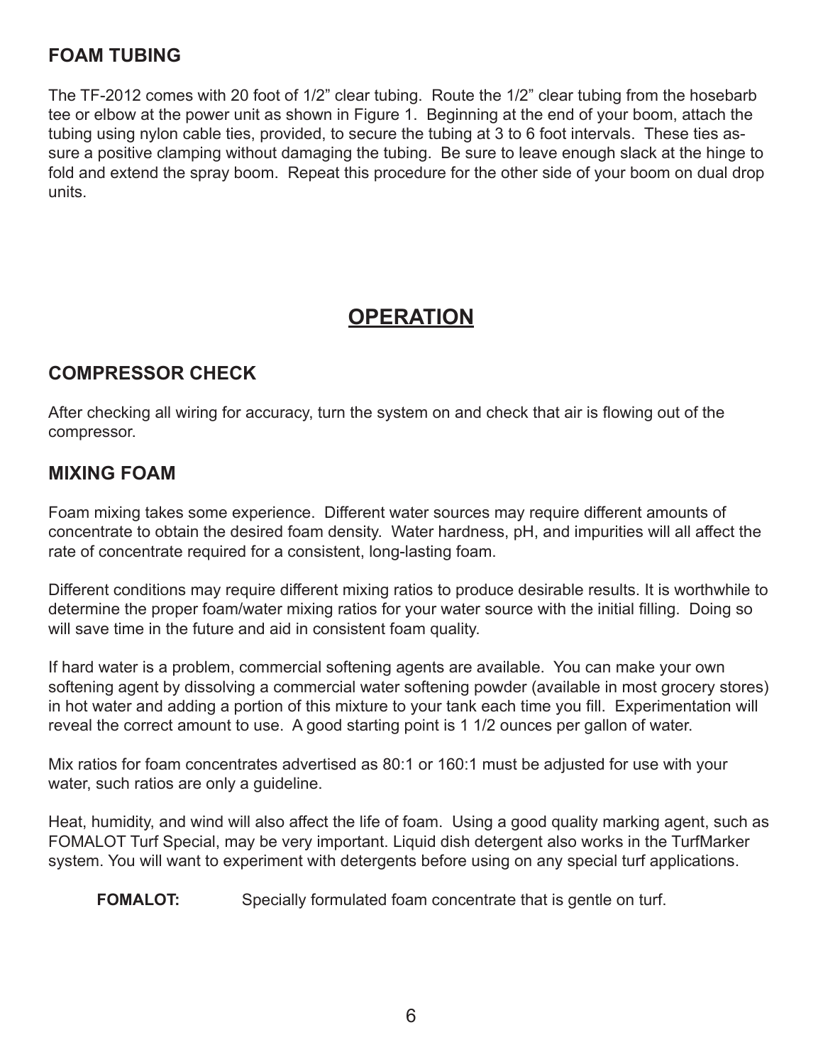## FOAM TUBING

The TF-2012 comes with 20 foot of 1/2” clear tubing. Route the 1/2” clear tubing from the hosebarb tee or elbow at the power unit as shown in Figure 1. Beginning at the end of your boom, attach the tubing using nylon cable ties, provided, to secure the tubing at 3 to 6 foot intervals. These ties assure a positive clamping without damaging the tubing. Be sure to leave enough slack at the hinge to fold and extend the spray boom. Repeat this procedure for the other side of your boom on dual drop units.

# OPERATION

## COMPRESSOR CHECK

After checking all wiring for accuracy, turn the system on and check that air is flowing out of the compressor.

## MIXING FOAM

Foam mixing takes some experience. Different water sources may require different amounts of concentrate to obtain the desired foam density. Water hardness, pH, and impurities will all affect the rate of concentrate required for a consistent, long-lasting foam.

Different conditions may require different mixing ratios to produce desirable results. It is worthwhile to determine the proper foam/water mixing ratios for your water source with the initial filling. Doing so will save time in the future and aid in consistent foam quality.

If hard water is a problem, commercial softening agents are available. You can make your own softening agent by dissolving a commercial water softening powder (available in most grocery stores) in hot water and adding a portion of this mixture to your tank each time you fill. Experimentation will reveal the correct amount to use. A good starting point is 1 1/2 ounces per gallon of water.

Mix ratios for foam concentrates advertised as 80:1 or 160:1 must be adjusted for use with your water, such ratios are only a guideline.

Heat, humidity, and wind will also affect the life of foam. Using a good quality marking agent, such as FOMALOT Turf Special, may be very important. Liquid dish detergent also works in the TurfMarker system. You will want to experiment with detergents before using on any special turf applications.

**FOMALOT:** Specially formulated foam concentrate that is gentle on turf.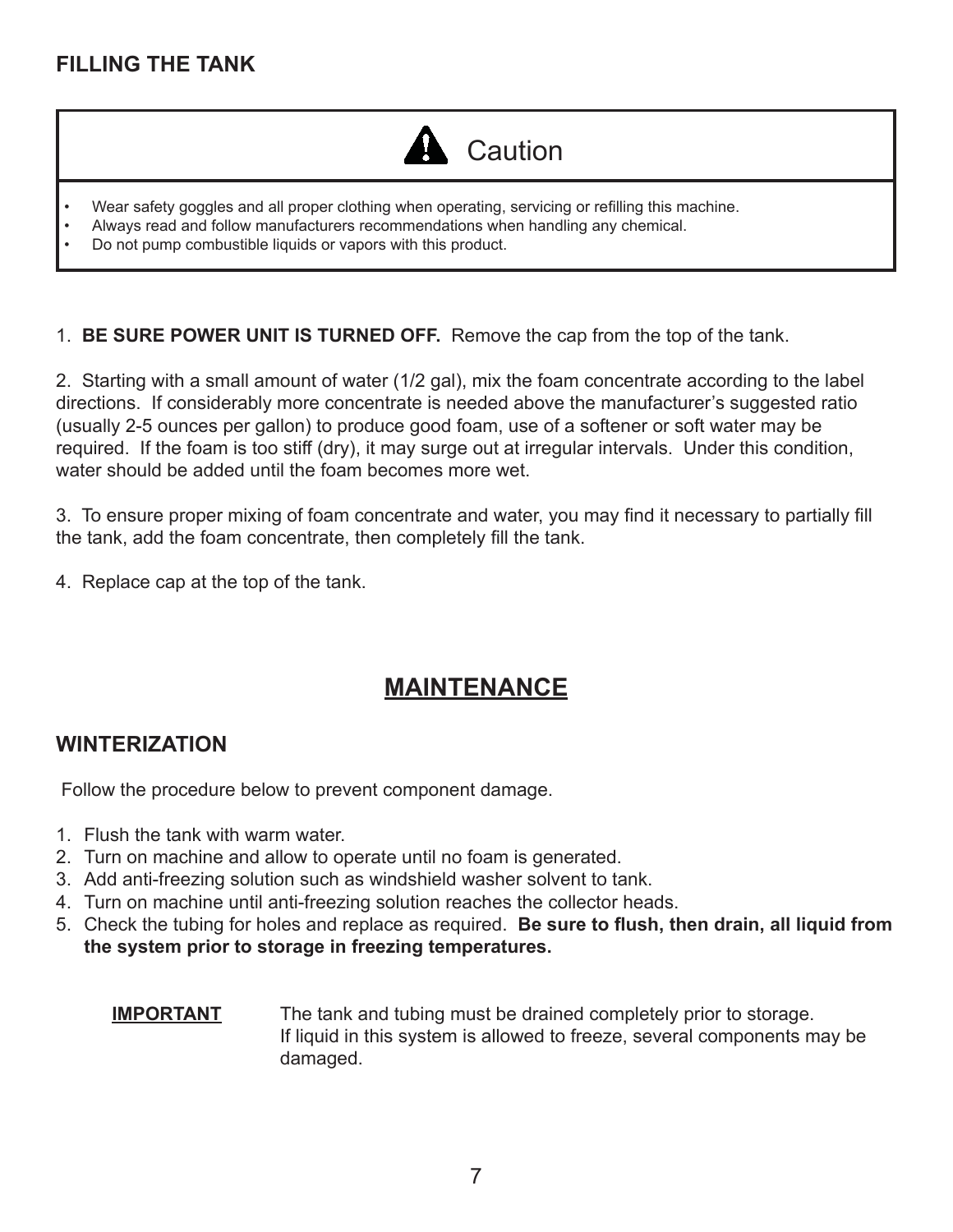## FILLING THE TANK

> ⚠ **Caution**
>
> - Wear safety goggles and all proper clothing when operating, servicing or refilling this machine.
> - Always read and follow manufacturers recommendations when handling any chemical.
> - Do not pump combustible liquids or vapors with this product.

1. **BE SURE POWER UNIT IS TURNED OFF.** Remove the cap from the top of the tank.

2. Starting with a small amount of water (1/2 gal), mix the foam concentrate according to the label directions. If considerably more concentrate is needed above the manufacturer's suggested ratio (usually 2-5 ounces per gallon) to produce good foam, use of a softener or soft water may be required. If the foam is too stiff (dry), it may surge out at irregular intervals. Under this condition, water should be added until the foam becomes more wet.

3. To ensure proper mixing of foam concentrate and water, you may find it necessary to partially fill the tank, add the foam concentrate, then completely fill the tank.

4. Replace cap at the top of the tank.

# MAINTENANCE

## WINTERIZATION

Follow the procedure below to prevent component damage.

1. Flush the tank with warm water.
2. Turn on machine and allow to operate until no foam is generated.
3. Add anti-freezing solution such as windshield washer solvent to tank.
4. Turn on machine until anti-freezing solution reaches the collector heads.
5. Check the tubing for holes and replace as required. **Be sure to flush, then drain, all liquid from the system prior to storage in freezing temperatures.**

**IMPORTANT** The tank and tubing must be drained completely prior to storage. If liquid in this system is allowed to freeze, several components may be damaged.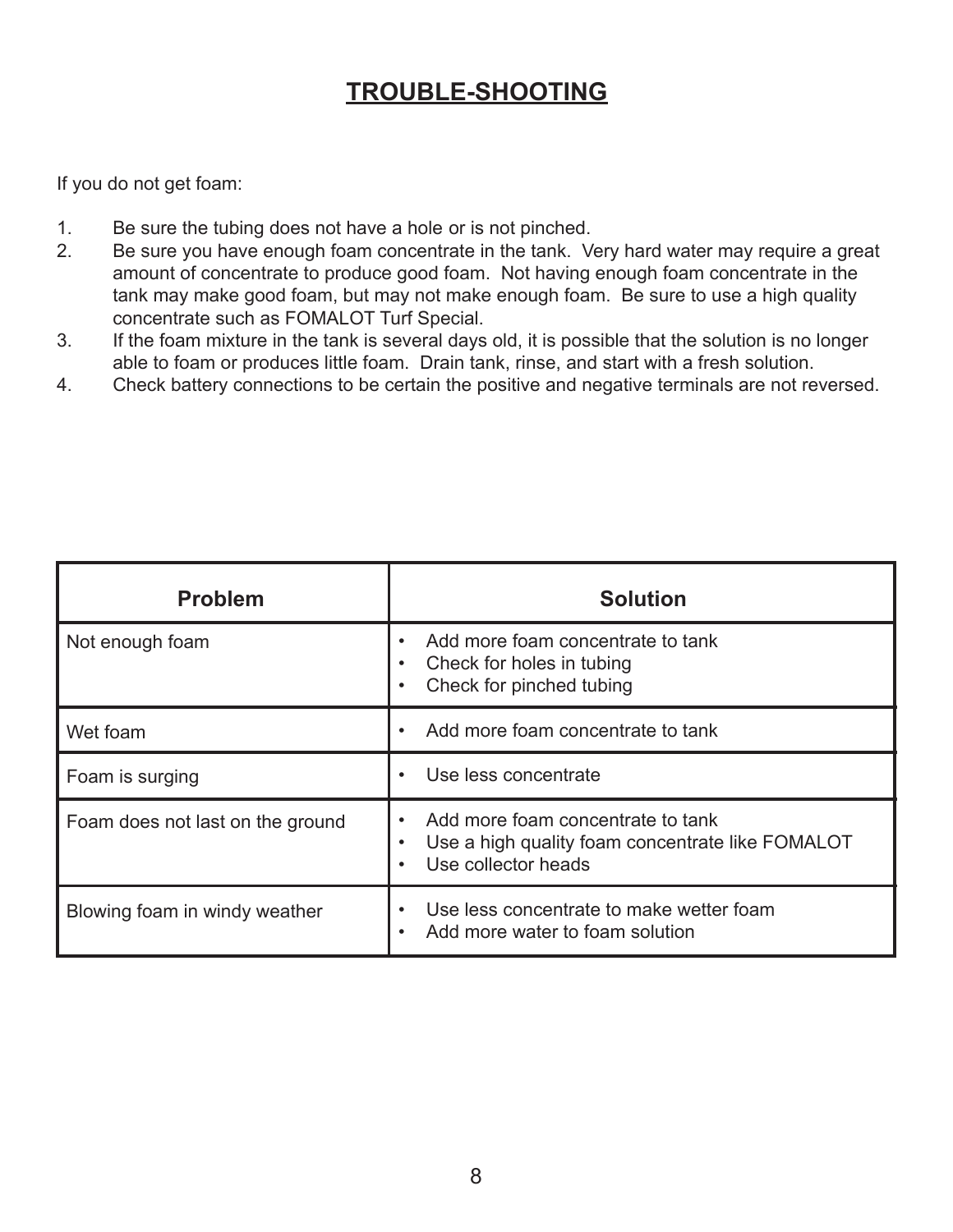# TROUBLE-SHOOTING

If you do not get foam:

1. Be sure the tubing does not have a hole or is not pinched.
2. Be sure you have enough foam concentrate in the tank. Very hard water may require a great amount of concentrate to produce good foam. Not having enough foam concentrate in the tank may make good foam, but may not make enough foam. Be sure to use a high quality concentrate such as FOMALOT Turf Special.
3. If the foam mixture in the tank is several days old, it is possible that the solution is no longer able to foam or produces little foam. Drain tank, rinse, and start with a fresh solution.
4. Check battery connections to be certain the positive and negative terminals are not reversed.

| Problem | Solution |
|---|---|
| Not enough foam | • Add more foam concentrate to tank<br>• Check for holes in tubing<br>• Check for pinched tubing |
| Wet foam | • Add more foam concentrate to tank |
| Foam is surging | • Use less concentrate |
| Foam does not last on the ground | • Add more foam concentrate to tank<br>• Use a high quality foam concentrate like FOMALOT<br>• Use collector heads |
| Blowing foam in windy weather | • Use less concentrate to make wetter foam<br>• Add more water to foam solution |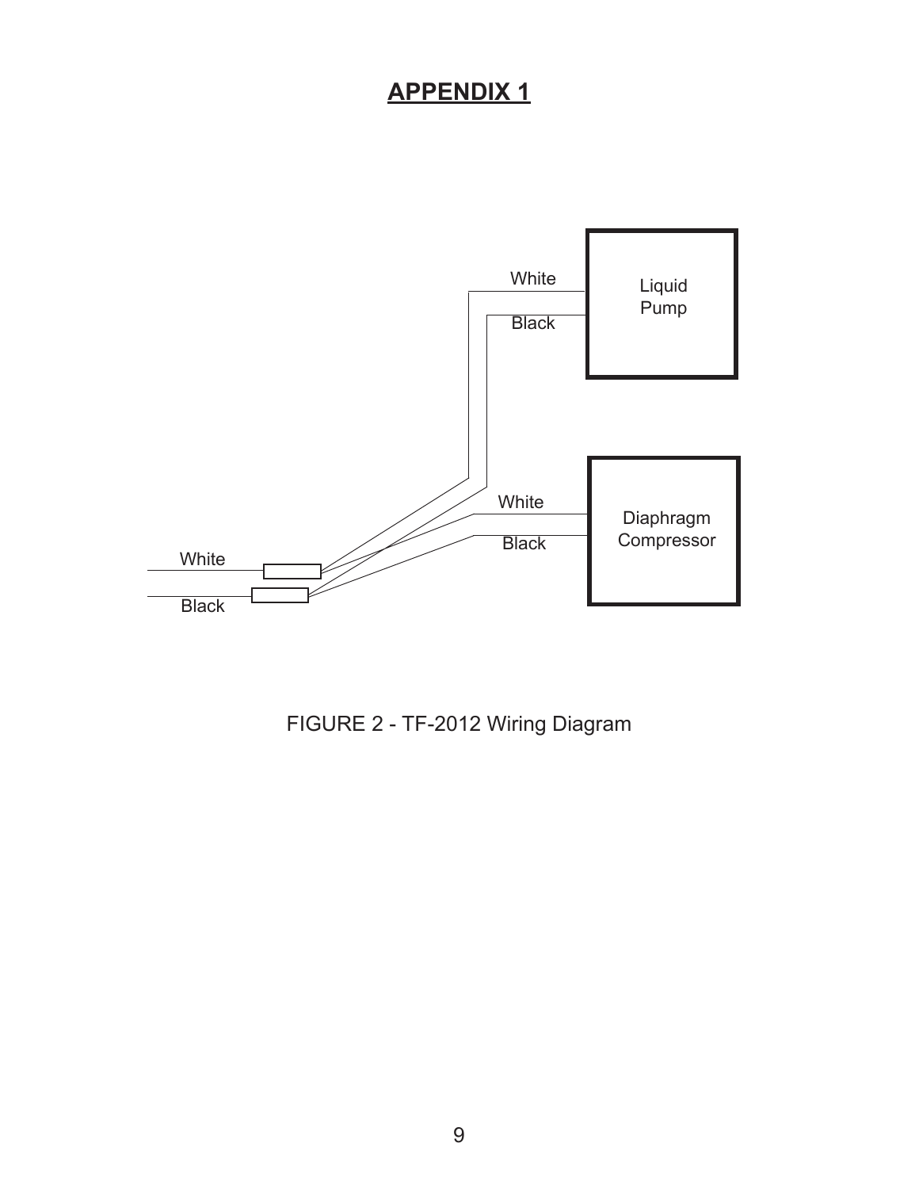# APPENDIX 1

White

Black

Liquid Pump

White

Black

Diaphragm Compressor

White

Black

FIGURE 2 - TF-2012 Wiring Diagram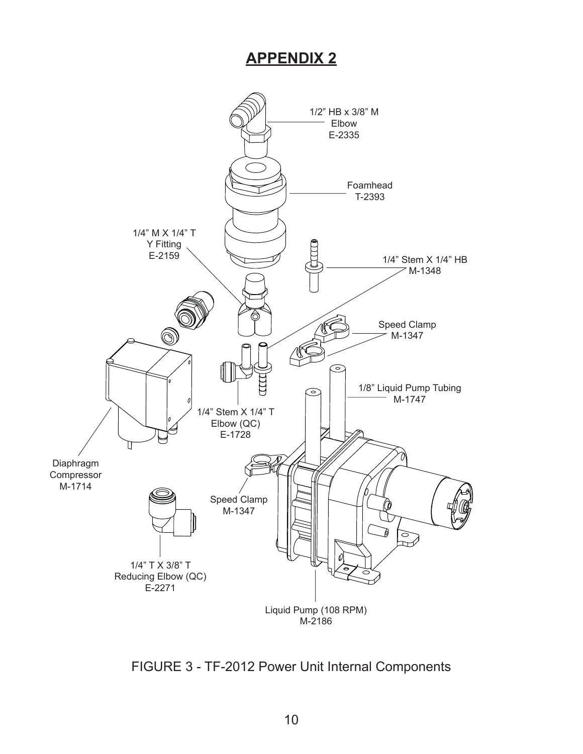# APPENDIX 2

1/2" HB x 3/8" M
Elbow
E-2335

Foamhead
T-2393

1/4" M X 1/4" T
Y Fitting
E-2159

1/4" Stem X 1/4" HB
M-1348

Speed Clamp
M-1347

1/8" Liquid Pump Tubing
M-1747

1/4" Stem X 1/4" T
Elbow (QC)
E-1728

Diaphragm
Compressor
M-1714

Speed Clamp
M-1347

1/4" T X 3/8" T
Reducing Elbow (QC)
E-2271

Liquid Pump (108 RPM)
M-2186

FIGURE 3 - TF-2012 Power Unit Internal Components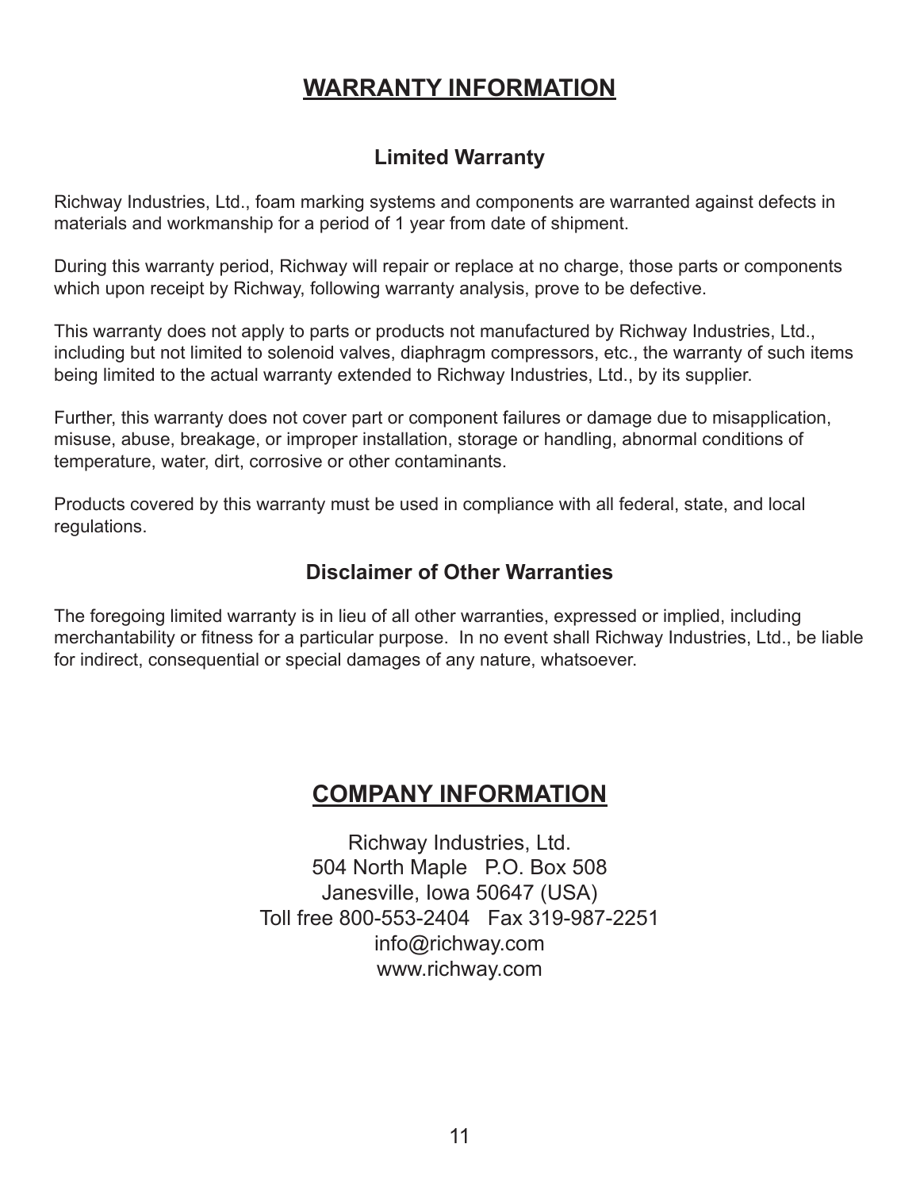# WARRANTY INFORMATION

## Limited Warranty

Richway Industries, Ltd., foam marking systems and components are warranted against defects in materials and workmanship for a period of 1 year from date of shipment.

During this warranty period, Richway will repair or replace at no charge, those parts or components which upon receipt by Richway, following warranty analysis, prove to be defective.

This warranty does not apply to parts or products not manufactured by Richway Industries, Ltd., including but not limited to solenoid valves, diaphragm compressors, etc., the warranty of such items being limited to the actual warranty extended to Richway Industries, Ltd., by its supplier.

Further, this warranty does not cover part or component failures or damage due to misapplication, misuse, abuse, breakage, or improper installation, storage or handling, abnormal conditions of temperature, water, dirt, corrosive or other contaminants.

Products covered by this warranty must be used in compliance with all federal, state, and local regulations.

## Disclaimer of Other Warranties

The foregoing limited warranty is in lieu of all other warranties, expressed or implied, including merchantability or fitness for a particular purpose. In no event shall Richway Industries, Ltd., be liable for indirect, consequential or special damages of any nature, whatsoever.

# COMPANY INFORMATION

Richway Industries, Ltd.
504 North Maple P.O. Box 508
Janesville, Iowa 50647 (USA)
Toll free 800-553-2404 Fax 319-987-2251
info@richway.com
www.richway.com